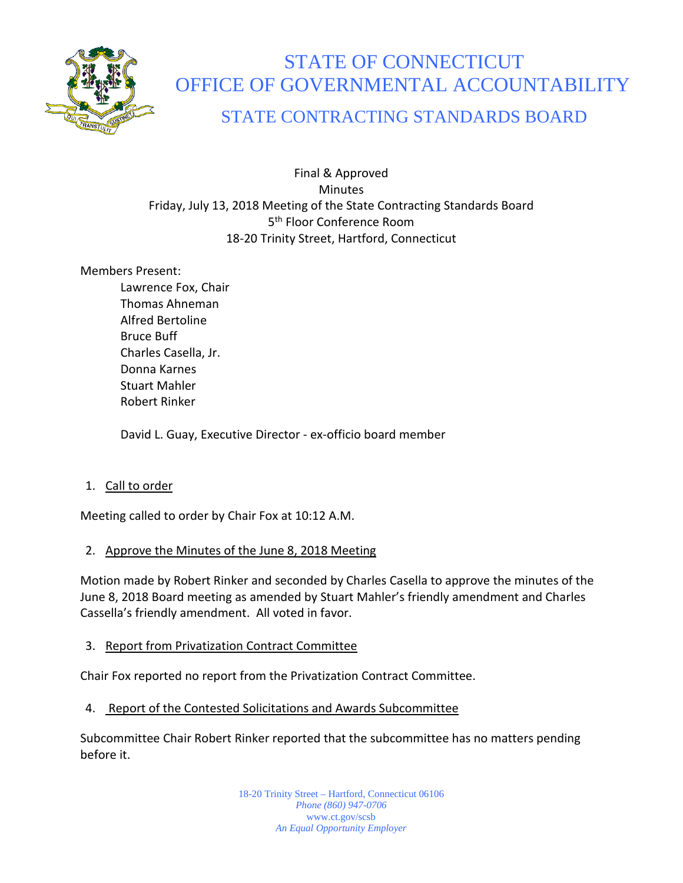# STATE OF CONNECTICUT
# OFFICE OF GOVERNMENTAL ACCOUNTABILITY
## STATE CONTRACTING STANDARDS BOARD

Final & Approved
Minutes
Friday, July 13, 2018 Meeting of the State Contracting Standards Board
5th Floor Conference Room
18-20 Trinity Street, Hartford, Connecticut

Members Present:

- Lawrence Fox, Chair
- Thomas Ahneman
- Alfred Bertoline
- Bruce Buff
- Charles Casella, Jr.
- Donna Karnes
- Stuart Mahler
- Robert Rinker

David L. Guay, Executive Director - ex-officio board member

1. Call to order

Meeting called to order by Chair Fox at 10:12 A.M.

2. Approve the Minutes of the June 8, 2018 Meeting

Motion made by Robert Rinker and seconded by Charles Casella to approve the minutes of the June 8, 2018 Board meeting as amended by Stuart Mahler's friendly amendment and Charles Cassella's friendly amendment. All voted in favor.

3. Report from Privatization Contract Committee

Chair Fox reported no report from the Privatization Contract Committee.

4. Report of the Contested Solicitations and Awards Subcommittee

Subcommittee Chair Robert Rinker reported that the subcommittee has no matters pending before it.

18-20 Trinity Street – Hartford, Connecticut 06106
*Phone (860) 947-0706*
www.ct.gov/scsb
*An Equal Opportunity Employer*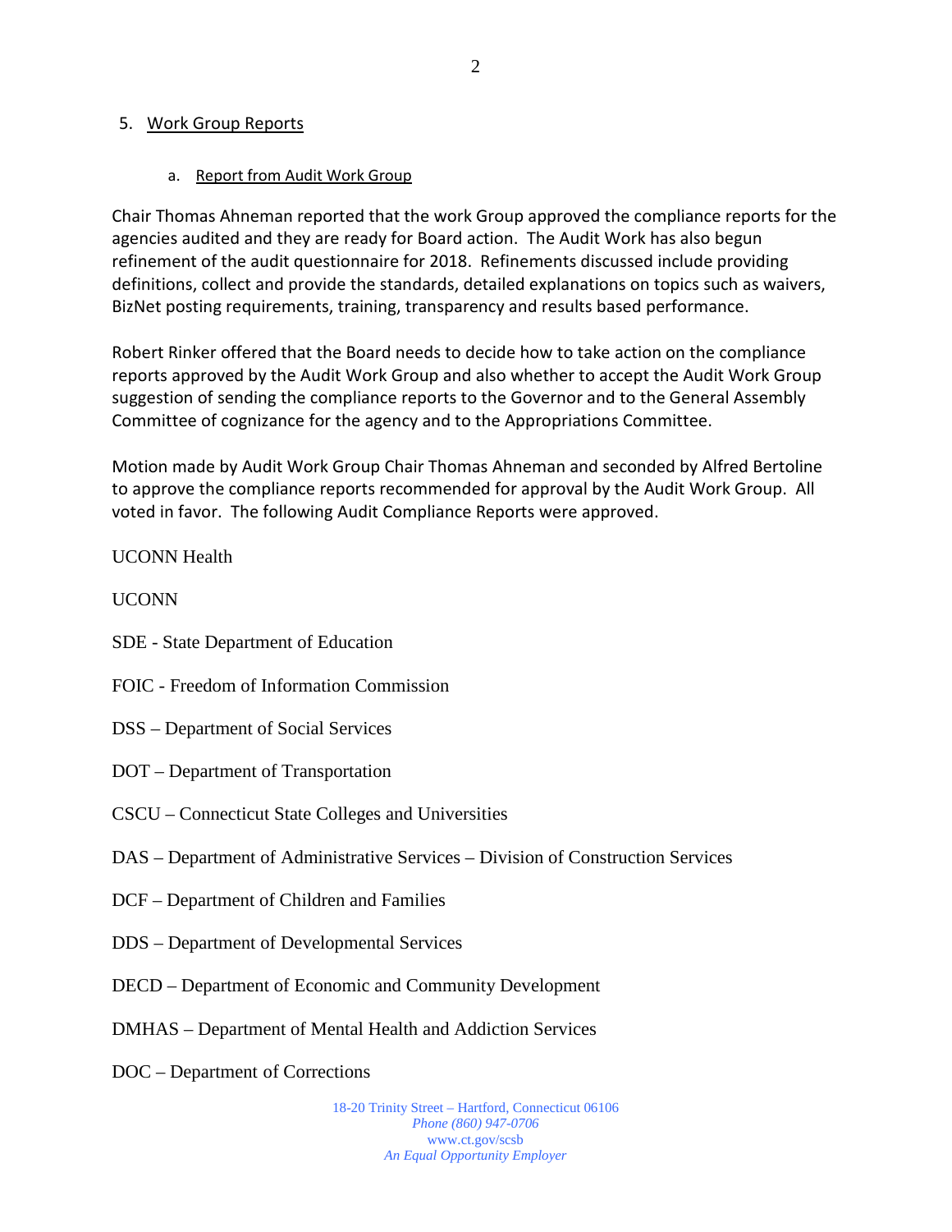## 5. Work Group Reports

### a. Report from Audit Work Group

Chair Thomas Ahneman reported that the work Group approved the compliance reports for the agencies audited and they are ready for Board action. The Audit Work has also begun refinement of the audit questionnaire for 2018. Refinements discussed include providing definitions, collect and provide the standards, detailed explanations on topics such as waivers, BizNet posting requirements, training, transparency and results based performance.

Robert Rinker offered that the Board needs to decide how to take action on the compliance reports approved by the Audit Work Group and also whether to accept the Audit Work Group suggestion of sending the compliance reports to the Governor and to the General Assembly Committee of cognizance for the agency and to the Appropriations Committee.

Motion made by Audit Work Group Chair Thomas Ahneman and seconded by Alfred Bertoline to approve the compliance reports recommended for approval by the Audit Work Group. All voted in favor. The following Audit Compliance Reports were approved.

UCONN Health

UCONN

SDE - State Department of Education

FOIC - Freedom of Information Commission

DSS – Department of Social Services

DOT – Department of Transportation

CSCU – Connecticut State Colleges and Universities

DAS – Department of Administrative Services – Division of Construction Services

DCF – Department of Children and Families

DDS – Department of Developmental Services

DECD – Department of Economic and Community Development

DMHAS – Department of Mental Health and Addiction Services

DOC – Department of Corrections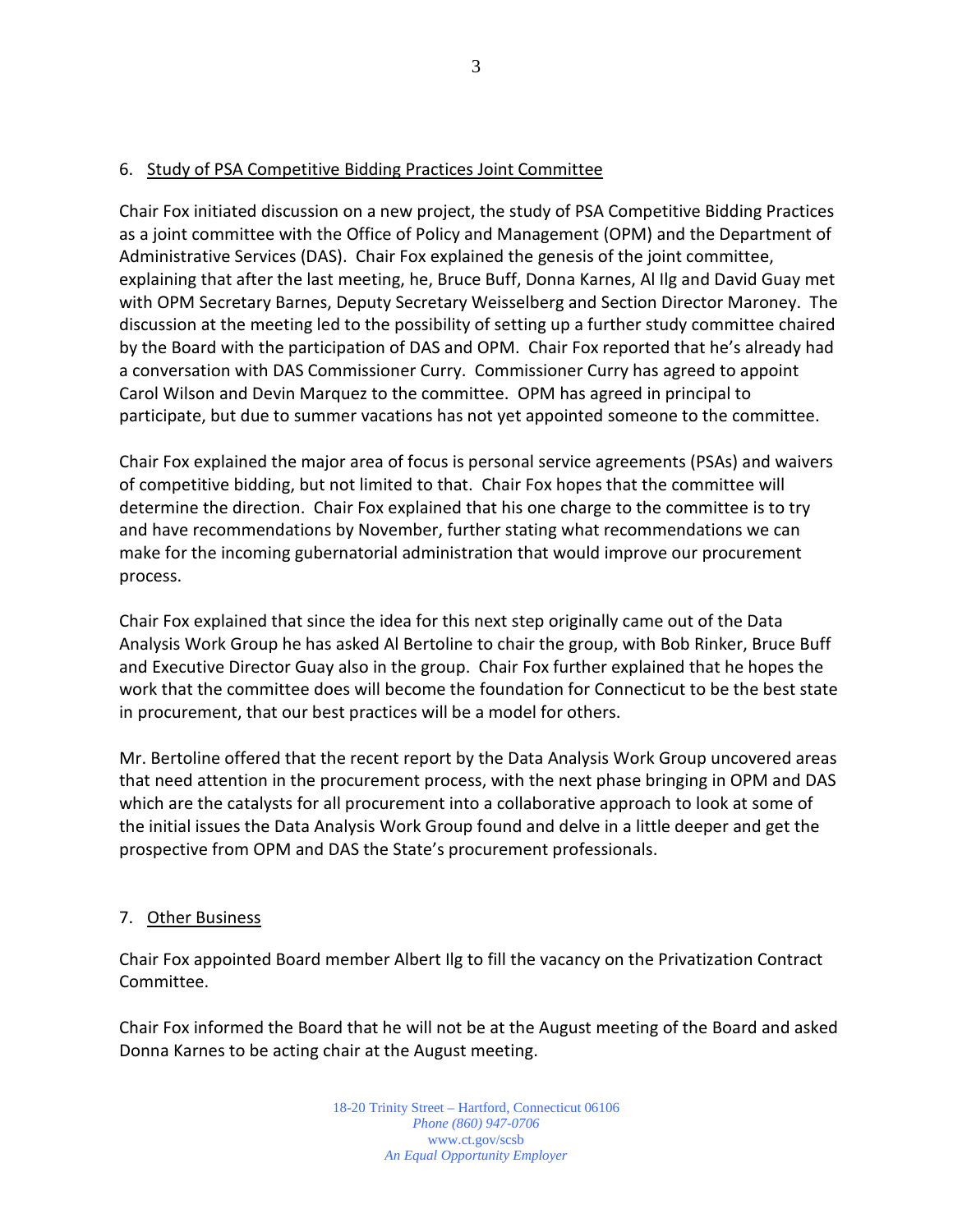6. <u>Study of PSA Competitive Bidding Practices Joint Committee</u>

Chair Fox initiated discussion on a new project, the study of PSA Competitive Bidding Practices as a joint committee with the Office of Policy and Management (OPM) and the Department of Administrative Services (DAS). Chair Fox explained the genesis of the joint committee, explaining that after the last meeting, he, Bruce Buff, Donna Karnes, Al Ilg and David Guay met with OPM Secretary Barnes, Deputy Secretary Weisselberg and Section Director Maroney. The discussion at the meeting led to the possibility of setting up a further study committee chaired by the Board with the participation of DAS and OPM. Chair Fox reported that he's already had a conversation with DAS Commissioner Curry. Commissioner Curry has agreed to appoint Carol Wilson and Devin Marquez to the committee. OPM has agreed in principal to participate, but due to summer vacations has not yet appointed someone to the committee.

Chair Fox explained the major area of focus is personal service agreements (PSAs) and waivers of competitive bidding, but not limited to that. Chair Fox hopes that the committee will determine the direction. Chair Fox explained that his one charge to the committee is to try and have recommendations by November, further stating what recommendations we can make for the incoming gubernatorial administration that would improve our procurement process.

Chair Fox explained that since the idea for this next step originally came out of the Data Analysis Work Group he has asked Al Bertoline to chair the group, with Bob Rinker, Bruce Buff and Executive Director Guay also in the group. Chair Fox further explained that he hopes the work that the committee does will become the foundation for Connecticut to be the best state in procurement, that our best practices will be a model for others.

Mr. Bertoline offered that the recent report by the Data Analysis Work Group uncovered areas that need attention in the procurement process, with the next phase bringing in OPM and DAS which are the catalysts for all procurement into a collaborative approach to look at some of the initial issues the Data Analysis Work Group found and delve in a little deeper and get the prospective from OPM and DAS the State's procurement professionals.

7. <u>Other Business</u>

Chair Fox appointed Board member Albert Ilg to fill the vacancy on the Privatization Contract Committee.

Chair Fox informed the Board that he will not be at the August meeting of the Board and asked Donna Karnes to be acting chair at the August meeting.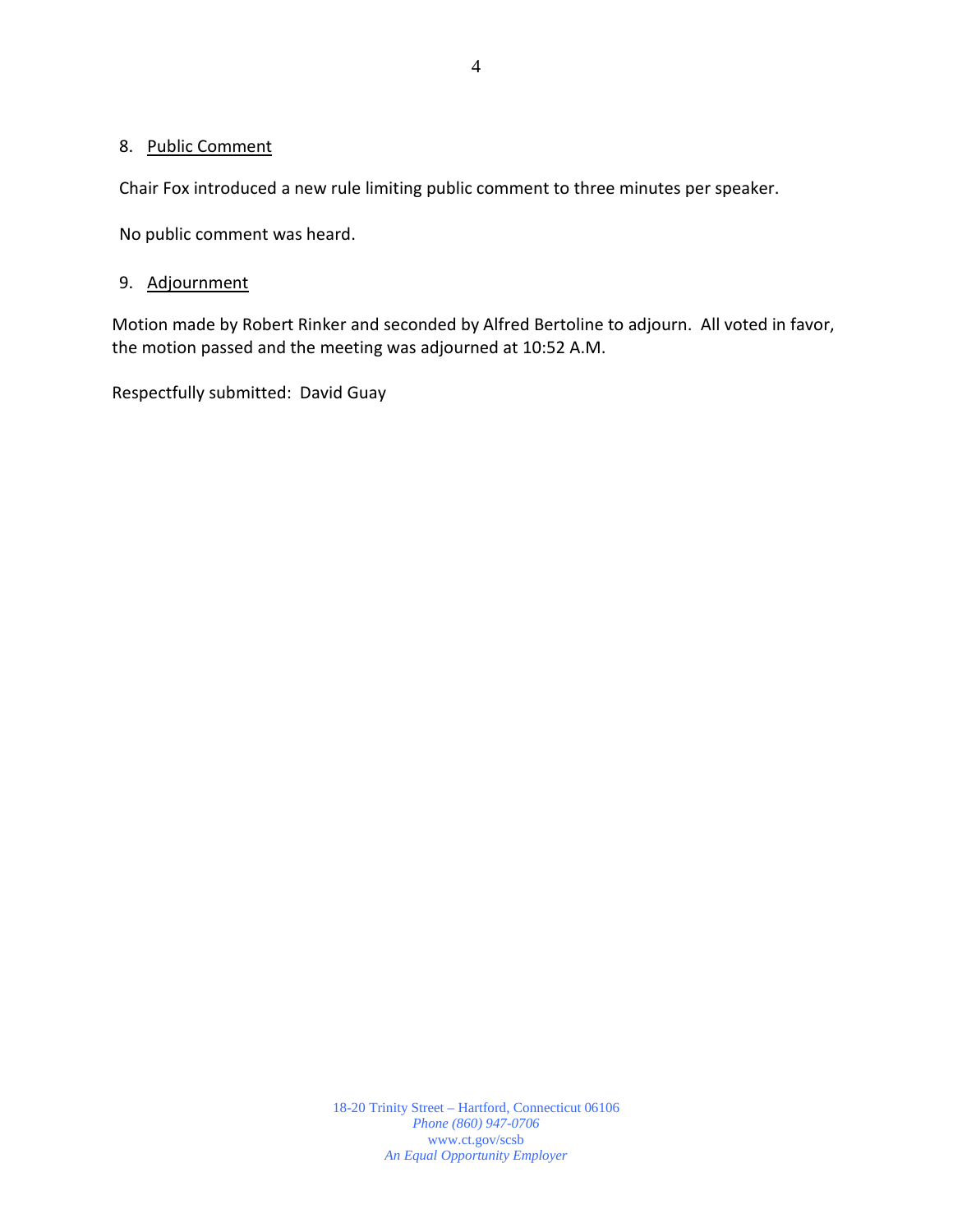8. Public Comment

Chair Fox introduced a new rule limiting public comment to three minutes per speaker.

No public comment was heard.

9. Adjournment

Motion made by Robert Rinker and seconded by Alfred Bertoline to adjourn. All voted in favor, the motion passed and the meeting was adjourned at 10:52 A.M.

Respectfully submitted: David Guay

18-20 Trinity Street – Hartford, Connecticut 06106
*Phone (860) 947-0706*
www.ct.gov/scsb
*An Equal Opportunity Employer*